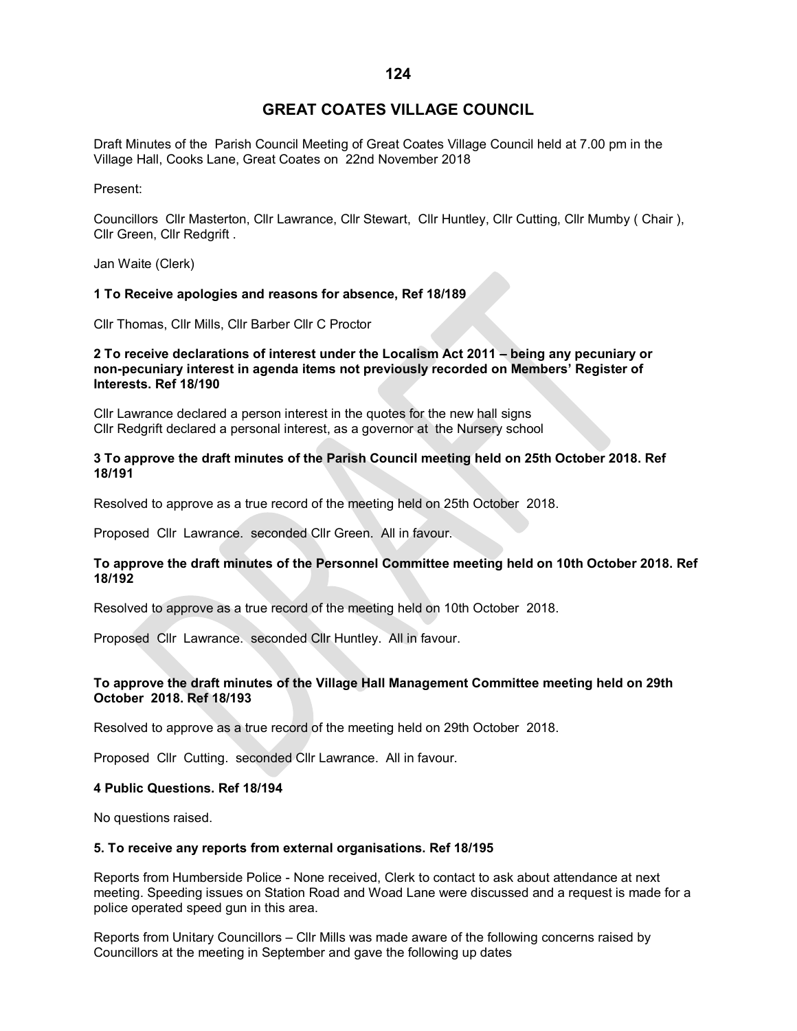# GREAT COATES VILLAGE COUNCIL

Draft Minutes of the Parish Council Meeting of Great Coates Village Council held at 7.00 pm in the Village Hall, Cooks Lane, Great Coates on 22nd November 2018

Present:

Councillors Cllr Masterton, Cllr Lawrance, Cllr Stewart, Cllr Huntley, Cllr Cutting, Cllr Mumby ( Chair ), Cllr Green, Cllr Redgrift .

Jan Waite (Clerk)

**1 To Receive apologies and reasons for absence, Ref 18/189**

Cllr Thomas, Cllr Mills, Cllr Barber Cllr C Proctor

**2 To receive declarations of interest under the Localism Act 2011 – being any pecuniary or non-pecuniary interest in agenda items not previously recorded on Members' Register of Interests. Ref 18/190**

Cllr Lawrance declared a person interest in the quotes for the new hall signs
Cllr Redgrift declared a personal interest, as a governor at the Nursery school

**3 To approve the draft minutes of the Parish Council meeting held on 25th October 2018. Ref 18/191**

Resolved to approve as a true record of the meeting held on 25th October 2018.

Proposed Cllr Lawrance. seconded Cllr Green. All in favour.

**To approve the draft minutes of the Personnel Committee meeting held on 10th October 2018. Ref 18/192**

Resolved to approve as a true record of the meeting held on 10th October 2018.

Proposed Cllr Lawrance. seconded Cllr Huntley. All in favour.

**To approve the draft minutes of the Village Hall Management Committee meeting held on 29th October 2018. Ref 18/193**

Resolved to approve as a true record of the meeting held on 29th October 2018.

Proposed Cllr Cutting. seconded Cllr Lawrance. All in favour.

**4 Public Questions. Ref 18/194**

No questions raised.

**5. To receive any reports from external organisations. Ref 18/195**

Reports from Humberside Police - None received, Clerk to contact to ask about attendance at next meeting. Speeding issues on Station Road and Woad Lane were discussed and a request is made for a police operated speed gun in this area.

Reports from Unitary Councillors – Cllr Mills was made aware of the following concerns raised by Councillors at the meeting in September and gave the following up dates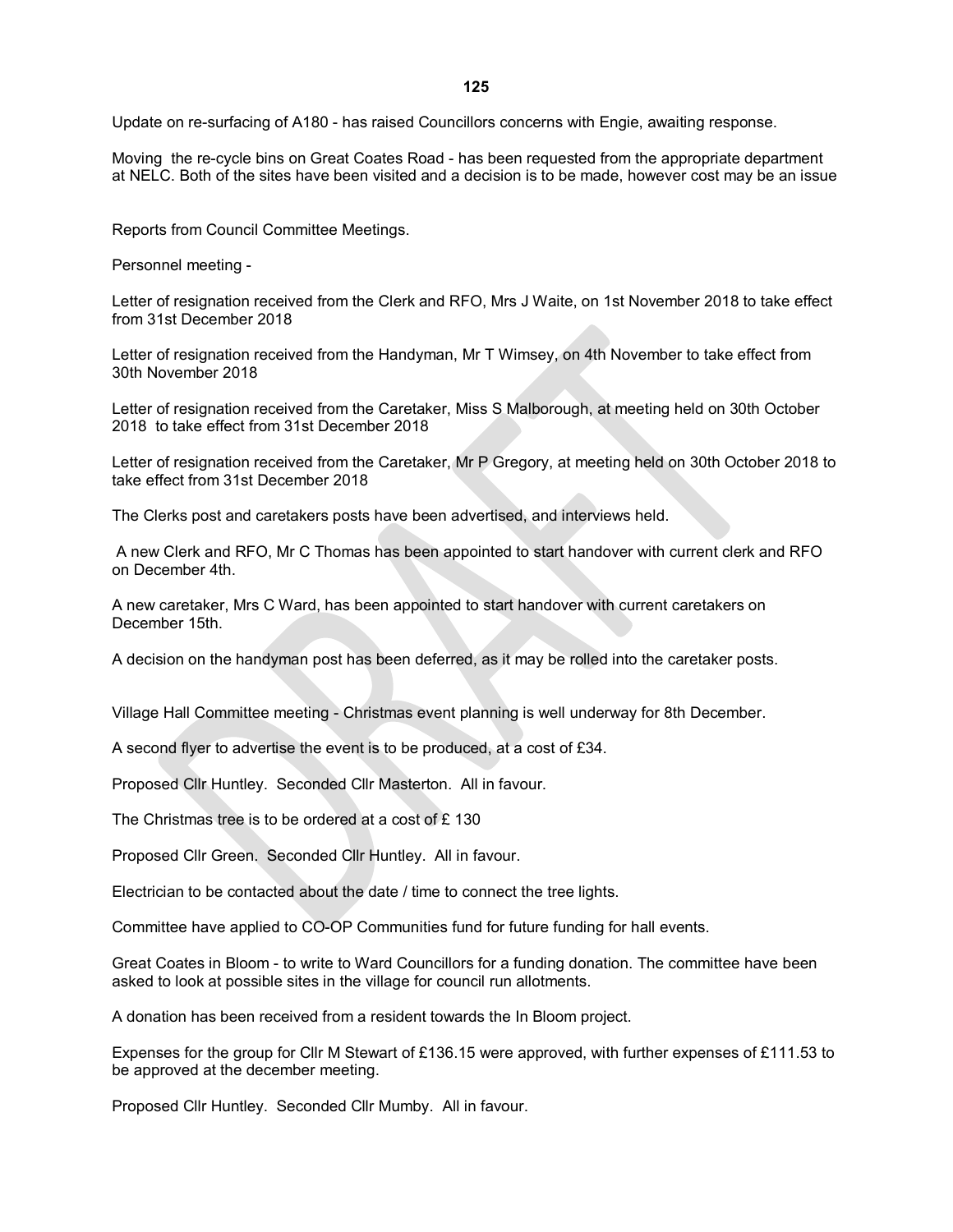Update on re-surfacing of A180 - has raised Councillors concerns with Engie, awaiting response.

Moving the re-cycle bins on Great Coates Road - has been requested from the appropriate department at NELC. Both of the sites have been visited and a decision is to be made, however cost may be an issue

Reports from Council Committee Meetings.

Personnel meeting -

Letter of resignation received from the Clerk and RFO, Mrs J Waite, on 1st November 2018 to take effect from 31st December 2018

Letter of resignation received from the Handyman, Mr T Wimsey, on 4th November to take effect from 30th November 2018

Letter of resignation received from the Caretaker, Miss S Malborough, at meeting held on 30th October 2018 to take effect from 31st December 2018

Letter of resignation received from the Caretaker, Mr P Gregory, at meeting held on 30th October 2018 to take effect from 31st December 2018

The Clerks post and caretakers posts have been advertised, and interviews held.

A new Clerk and RFO, Mr C Thomas has been appointed to start handover with current clerk and RFO on December 4th.

A new caretaker, Mrs C Ward, has been appointed to start handover with current caretakers on December 15th.

A decision on the handyman post has been deferred, as it may be rolled into the caretaker posts.

Village Hall Committee meeting - Christmas event planning is well underway for 8th December.

A second flyer to advertise the event is to be produced, at a cost of £34.

Proposed Cllr Huntley. Seconded Cllr Masterton. All in favour.

The Christmas tree is to be ordered at a cost of £ 130

Proposed Cllr Green. Seconded Cllr Huntley. All in favour.

Electrician to be contacted about the date / time to connect the tree lights.

Committee have applied to CO-OP Communities fund for future funding for hall events.

Great Coates in Bloom - to write to Ward Councillors for a funding donation. The committee have been asked to look at possible sites in the village for council run allotments.

A donation has been received from a resident towards the In Bloom project.

Expenses for the group for Cllr M Stewart of £136.15 were approved, with further expenses of £111.53 to be approved at the december meeting.

Proposed Cllr Huntley. Seconded Cllr Mumby. All in favour.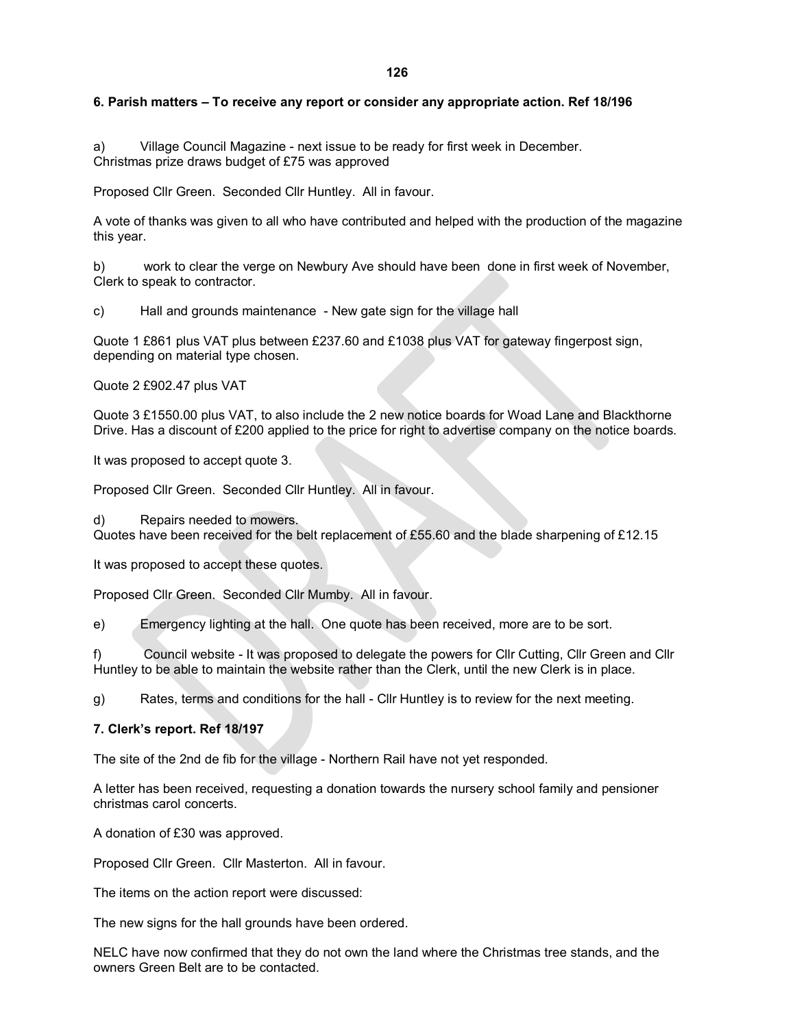## 6. Parish matters – To receive any report or consider any appropriate action. Ref 18/196

a) Village Council Magazine - next issue to be ready for first week in December.
Christmas prize draws budget of £75 was approved

Proposed Cllr Green. Seconded Cllr Huntley. All in favour.

A vote of thanks was given to all who have contributed and helped with the production of the magazine this year.

b) work to clear the verge on Newbury Ave should have been done in first week of November, Clerk to speak to contractor.

c) Hall and grounds maintenance - New gate sign for the village hall

Quote 1 £861 plus VAT plus between £237.60 and £1038 plus VAT for gateway fingerpost sign, depending on material type chosen.

Quote 2 £902.47 plus VAT

Quote 3 £1550.00 plus VAT, to also include the 2 new notice boards for Woad Lane and Blackthorne Drive. Has a discount of £200 applied to the price for right to advertise company on the notice boards.

It was proposed to accept quote 3.

Proposed Cllr Green. Seconded Cllr Huntley. All in favour.

d) Repairs needed to mowers.
Quotes have been received for the belt replacement of £55.60 and the blade sharpening of £12.15

It was proposed to accept these quotes.

Proposed Cllr Green. Seconded Cllr Mumby. All in favour.

e) Emergency lighting at the hall. One quote has been received, more are to be sort.

f) Council website - It was proposed to delegate the powers for Cllr Cutting, Cllr Green and Cllr Huntley to be able to maintain the website rather than the Clerk, until the new Clerk is in place.

g) Rates, terms and conditions for the hall - Cllr Huntley is to review for the next meeting.

## 7. Clerk's report. Ref 18/197

The site of the 2nd de fib for the village - Northern Rail have not yet responded.

A letter has been received, requesting a donation towards the nursery school family and pensioner christmas carol concerts.

A donation of £30 was approved.

Proposed Cllr Green. Cllr Masterton. All in favour.

The items on the action report were discussed:

The new signs for the hall grounds have been ordered.

NELC have now confirmed that they do not own the land where the Christmas tree stands, and the owners Green Belt are to be contacted.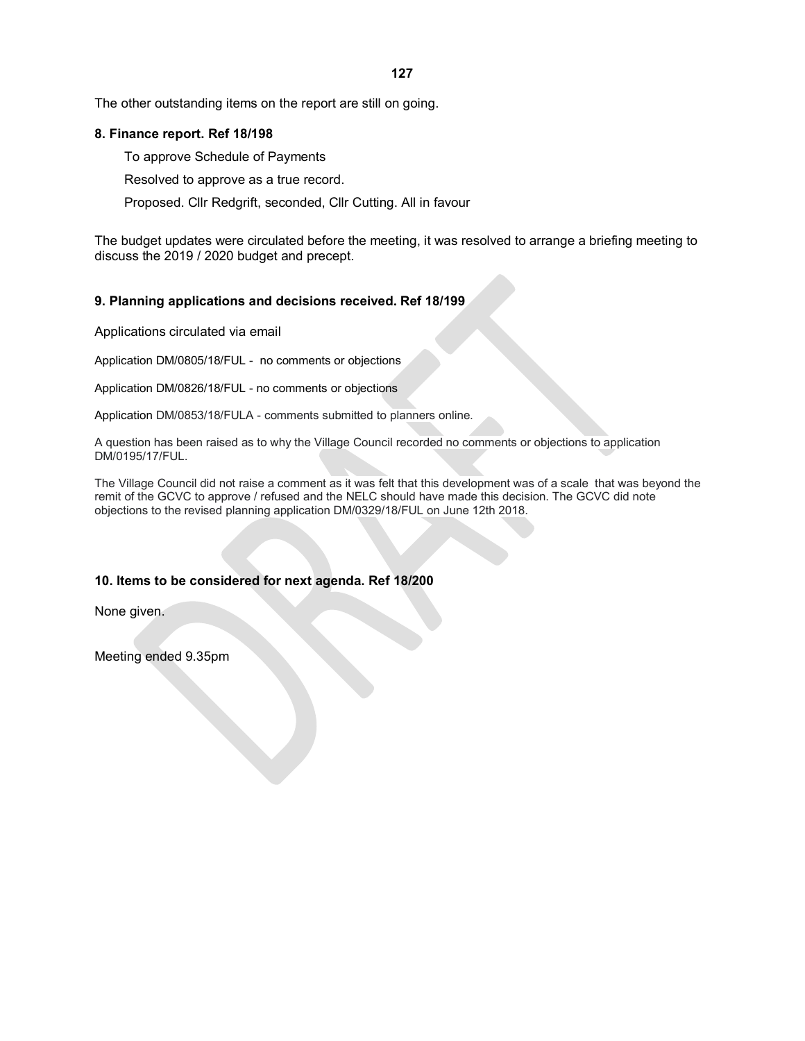The other outstanding items on the report are still on going.

**8. Finance report. Ref 18/198**

To approve Schedule of Payments

Resolved to approve as a true record.

Proposed. Cllr Redgrift, seconded, Cllr Cutting. All in favour

The budget updates were circulated before the meeting, it was resolved to arrange a briefing meeting to discuss the 2019 / 2020 budget and precept.

**9. Planning applications and decisions received. Ref 18/199**

Applications circulated via email

Application DM/0805/18/FUL - no comments or objections

Application DM/0826/18/FUL - no comments or objections

Application DM/0853/18/FULA - comments submitted to planners online.

A question has been raised as to why the Village Council recorded no comments or objections to application DM/0195/17/FUL.

The Village Council did not raise a comment as it was felt that this development was of a scale that was beyond the remit of the GCVC to approve / refused and the NELC should have made this decision. The GCVC did note objections to the revised planning application DM/0329/18/FUL on June 12th 2018.

**10. Items to be considered for next agenda. Ref 18/200**

None given.

Meeting ended 9.35pm